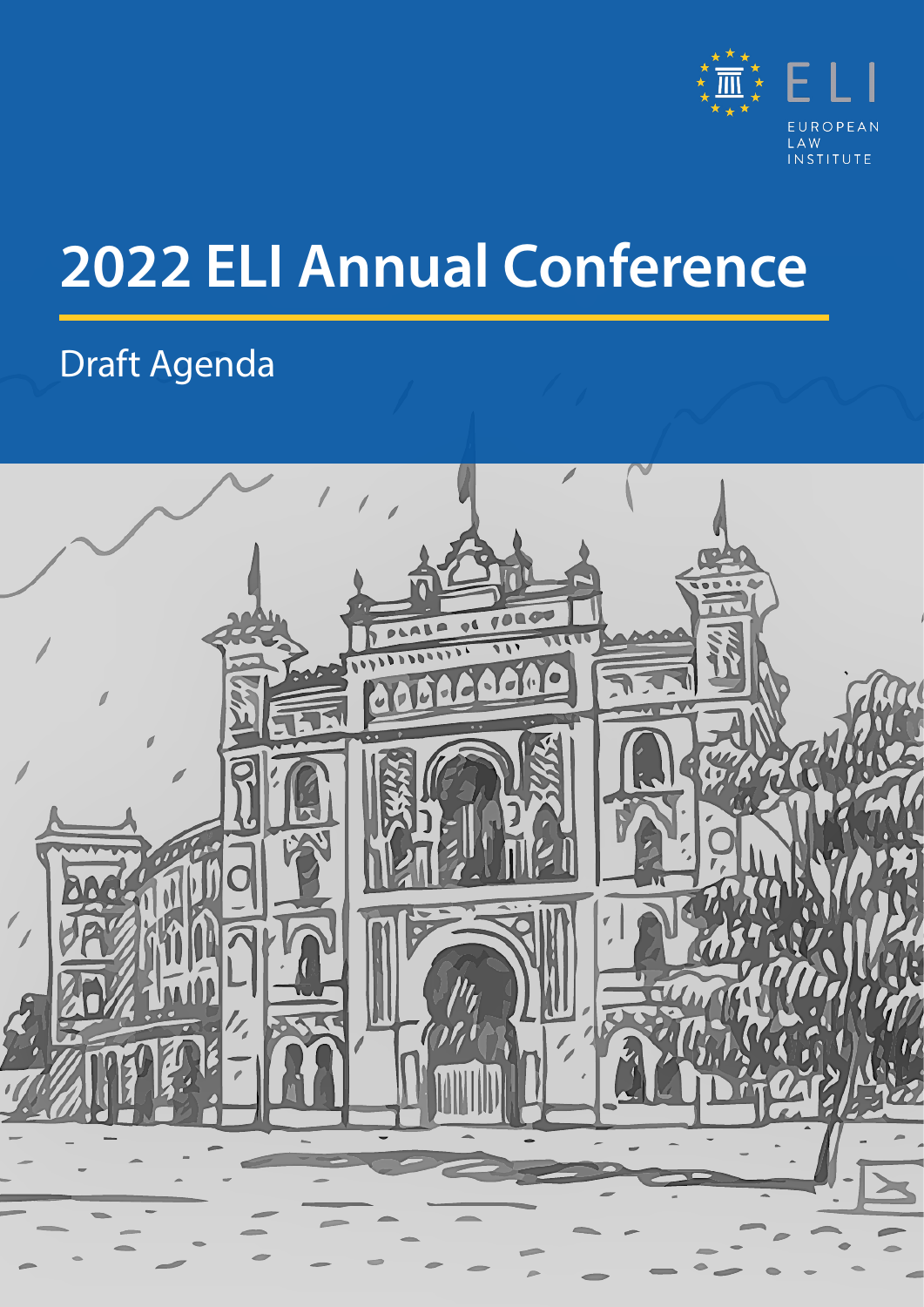ELI EUROPEAN LAW INSTITUTE

# 2022 ELI Annual Conference

## Draft Agenda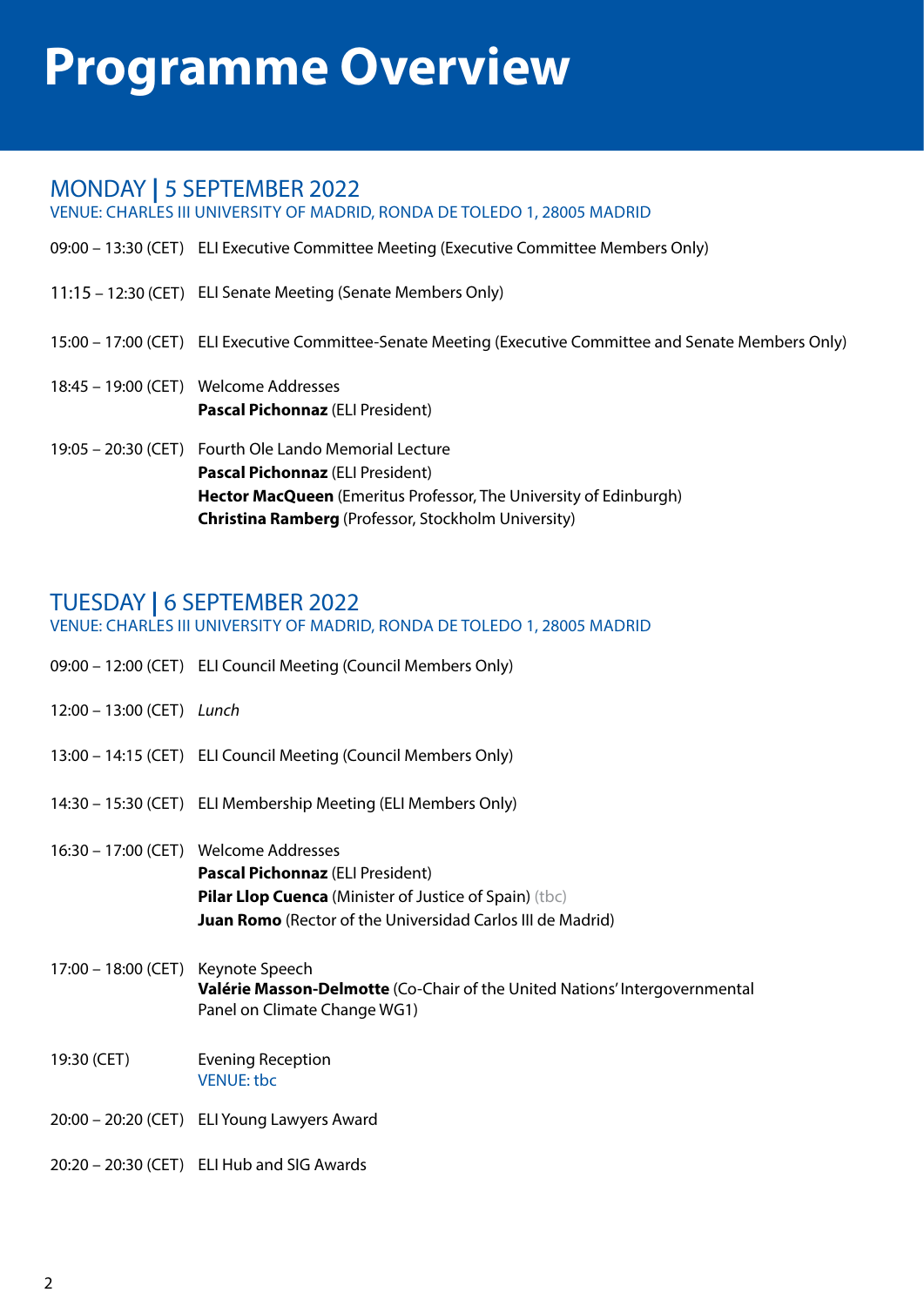# Programme Overview

## MONDAY | 5 SEPTEMBER 2022

VENUE: CHARLES III UNIVERSITY OF MADRID, RONDA DE TOLEDO 1, 28005 MADRID

09:00 – 13:30 (CET) ELI Executive Committee Meeting (Executive Committee Members Only)

11:15 – 12:30 (CET) ELI Senate Meeting (Senate Members Only)

15:00 – 17:00 (CET) ELI Executive Committee-Senate Meeting (Executive Committee and Senate Members Only)

18:45 – 19:00 (CET) Welcome Addresses
**Pascal Pichonnaz** (ELI President)

19:05 – 20:30 (CET) Fourth Ole Lando Memorial Lecture
**Pascal Pichonnaz** (ELI President)
**Hector MacQueen** (Emeritus Professor, The University of Edinburgh)
**Christina Ramberg** (Professor, Stockholm University)

## TUESDAY | 6 SEPTEMBER 2022

VENUE: CHARLES III UNIVERSITY OF MADRID, RONDA DE TOLEDO 1, 28005 MADRID

09:00 – 12:00 (CET) ELI Council Meeting (Council Members Only)

12:00 – 13:00 (CET) *Lunch*

13:00 – 14:15 (CET) ELI Council Meeting (Council Members Only)

14:30 – 15:30 (CET) ELI Membership Meeting (ELI Members Only)

16:30 – 17:00 (CET) Welcome Addresses
**Pascal Pichonnaz** (ELI President)
**Pilar Llop Cuenca** (Minister of Justice of Spain) (tbc)
**Juan Romo** (Rector of the Universidad Carlos III de Madrid)

17:00 – 18:00 (CET) Keynote Speech
**Valérie Masson-Delmotte** (Co-Chair of the United Nations' Intergovernmental Panel on Climate Change WG1)

19:30 (CET) Evening Reception
VENUE: tbc

20:00 – 20:20 (CET) ELI Young Lawyers Award

20:20 – 20:30 (CET) ELI Hub and SIG Awards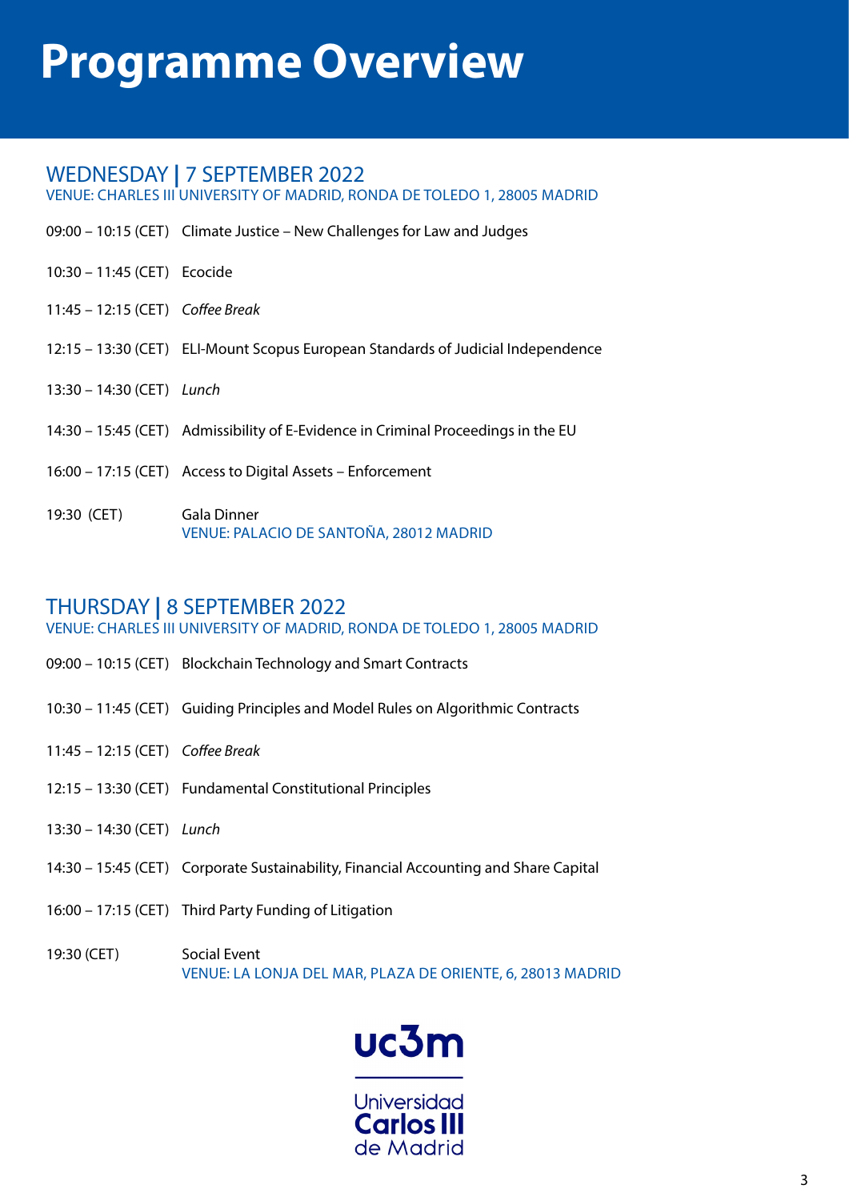# Programme Overview

## WEDNESDAY | 7 SEPTEMBER 2022

VENUE: CHARLES III UNIVERSITY OF MADRID, RONDA DE TOLEDO 1, 28005 MADRID

09:00 – 10:15 (CET) Climate Justice – New Challenges for Law and Judges

10:30 – 11:45 (CET) Ecocide

11:45 – 12:15 (CET) *Coffee Break*

12:15 – 13:30 (CET) ELI-Mount Scopus European Standards of Judicial Independence

13:30 – 14:30 (CET) *Lunch*

14:30 – 15:45 (CET) Admissibility of E-Evidence in Criminal Proceedings in the EU

16:00 – 17:15 (CET) Access to Digital Assets – Enforcement

19:30 (CET) Gala Dinner
VENUE: PALACIO DE SANTOÑA, 28012 MADRID

## THURSDAY | 8 SEPTEMBER 2022

VENUE: CHARLES III UNIVERSITY OF MADRID, RONDA DE TOLEDO 1, 28005 MADRID

09:00 – 10:15 (CET) Blockchain Technology and Smart Contracts

10:30 – 11:45 (CET) Guiding Principles and Model Rules on Algorithmic Contracts

11:45 – 12:15 (CET) *Coffee Break*

12:15 – 13:30 (CET) Fundamental Constitutional Principles

13:30 – 14:30 (CET) *Lunch*

14:30 – 15:45 (CET) Corporate Sustainability, Financial Accounting and Share Capital

16:00 – 17:15 (CET) Third Party Funding of Litigation

19:30 (CET) Social Event
VENUE: LA LONJA DEL MAR, PLAZA DE ORIENTE, 6, 28013 MADRID

uc3m
Universidad Carlos III de Madrid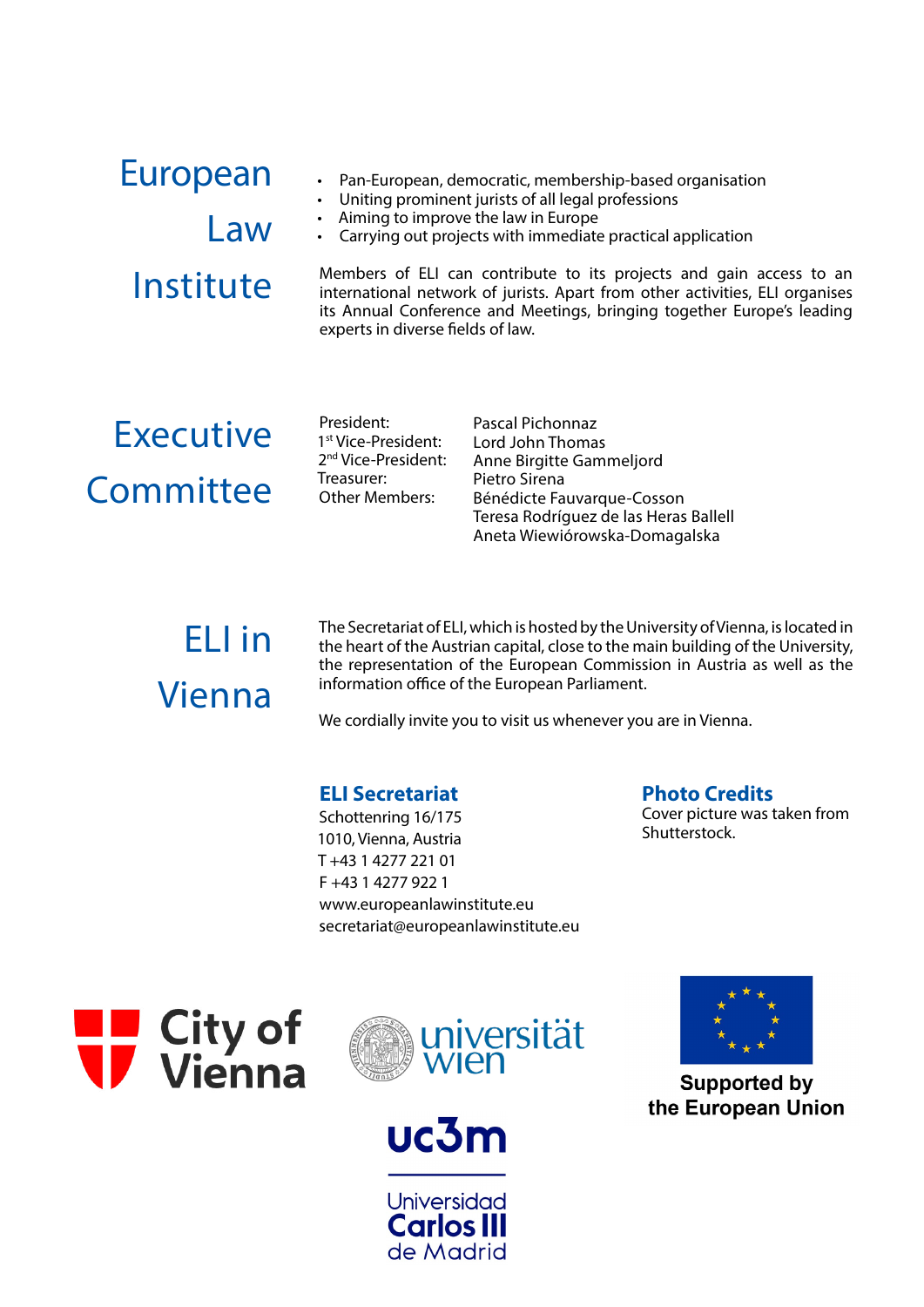## European Law Institute

- Pan-European, democratic, membership-based organisation
- Uniting prominent jurists of all legal professions
- Aiming to improve the law in Europe
- Carrying out projects with immediate practical application

Members of ELI can contribute to its projects and gain access to an international network of jurists. Apart from other activities, ELI organises its Annual Conference and Meetings, bringing together Europe's leading experts in diverse fields of law.

## Executive Committee

| | |
|---|---|
| President: | Pascal Pichonnaz |
| 1st Vice-President: | Lord John Thomas |
| 2nd Vice-President: | Anne Birgitte Gammeljord |
| Treasurer: | Pietro Sirena |
| Other Members: | Bénédicte Fauvarque-Cosson |
| | Teresa Rodríguez de las Heras Ballell |
| | Aneta Wiewiórowska-Domagalska |

## ELI in Vienna

The Secretariat of ELI, which is hosted by the University of Vienna, is located in the heart of the Austrian capital, close to the main building of the University, the representation of the European Commission in Austria as well as the information office of the European Parliament.

We cordially invite you to visit us whenever you are in Vienna.

**ELI Secretariat**
Schottenring 16/175
1010, Vienna, Austria
T +43 1 4277 221 01
F +43 1 4277 922 1
www.europeanlawinstitute.eu
secretariat@europeanlawinstitute.eu

**Photo Credits**
Cover picture was taken from Shutterstock.

City of Vienna

universität wien

uc3m Universidad Carlos III de Madrid

Supported by the European Union